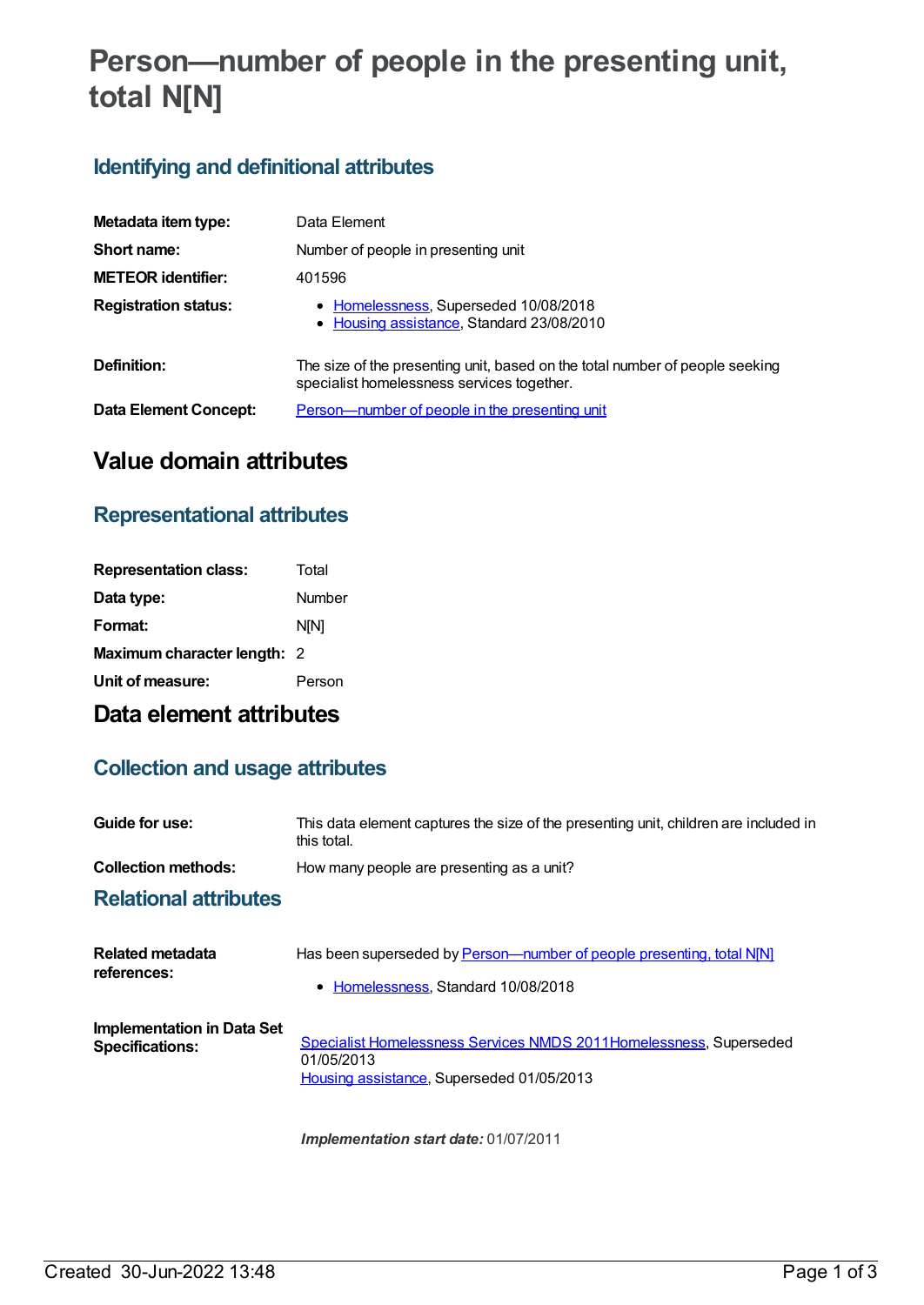# Person—number of people in the presenting unit, total N[N]

## Identifying and definitional attributes

| | |
|---|---|
| **Metadata item type:** | Data Element |
| **Short name:** | Number of people in presenting unit |
| **METEOR identifier:** | 401596 |
| **Registration status:** | • Homelessness, Superseded 10/08/2018<br>• Housing assistance, Standard 23/08/2010 |
| **Definition:** | The size of the presenting unit, based on the total number of people seeking specialist homelessness services together. |
| **Data Element Concept:** | Person—number of people in the presenting unit |

# Value domain attributes

## Representational attributes

| | |
|---|---|
| **Representation class:** | Total |
| **Data type:** | Number |
| **Format:** | N[N] |
| **Maximum character length:** | 2 |
| **Unit of measure:** | Person |

# Data element attributes

## Collection and usage attributes

| | |
|---|---|
| **Guide for use:** | This data element captures the size of the presenting unit, children are included in this total. |
| **Collection methods:** | How many people are presenting as a unit? |

## Relational attributes

| | |
|---|---|
| **Related metadata references:** | Has been superseded by Person—number of people presenting, total N[N]<br>• Homelessness, Standard 10/08/2018 |
| **Implementation in Data Set Specifications:** | Specialist Homelessness Services NMDS 2011Homelessness, Superseded 01/05/2013<br>Housing assistance, Superseded 01/05/2013<br><br>***Implementation start date:*** 01/07/2011 |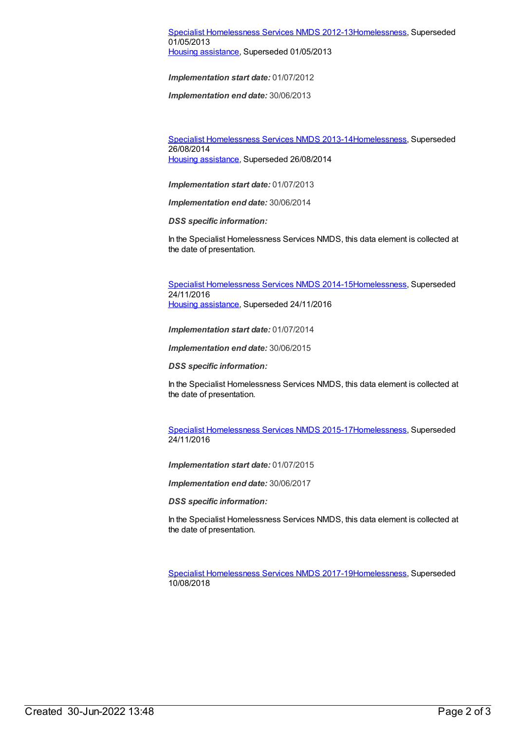Specialist Homelessness Services NMDS 2012-13Homelessness, Superseded 01/05/2013
Housing assistance, Superseded 01/05/2013

***Implementation start date:*** 01/07/2012

***Implementation end date:*** 30/06/2013

Specialist Homelessness Services NMDS 2013-14Homelessness, Superseded 26/08/2014
Housing assistance, Superseded 26/08/2014

***Implementation start date:*** 01/07/2013

***Implementation end date:*** 30/06/2014

***DSS specific information:***

In the Specialist Homelessness Services NMDS, this data element is collected at the date of presentation.

Specialist Homelessness Services NMDS 2014-15Homelessness, Superseded 24/11/2016
Housing assistance, Superseded 24/11/2016

***Implementation start date:*** 01/07/2014

***Implementation end date:*** 30/06/2015

***DSS specific information:***

In the Specialist Homelessness Services NMDS, this data element is collected at the date of presentation.

Specialist Homelessness Services NMDS 2015-17Homelessness, Superseded 24/11/2016

***Implementation start date:*** 01/07/2015

***Implementation end date:*** 30/06/2017

***DSS specific information:***

In the Specialist Homelessness Services NMDS, this data element is collected at the date of presentation.

Specialist Homelessness Services NMDS 2017-19Homelessness, Superseded 10/08/2018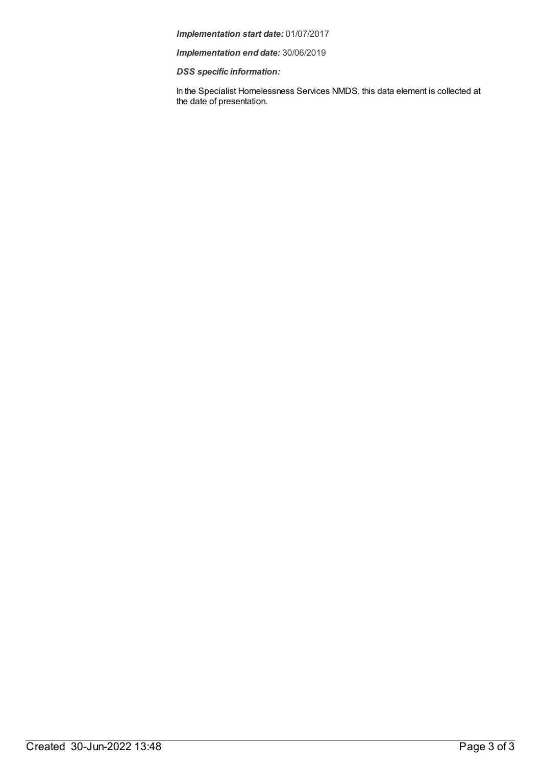***Implementation start date:*** 01/07/2017

***Implementation end date:*** 30/06/2019

***DSS specific information:***

In the Specialist Homelessness Services NMDS, this data element is collected at the date of presentation.